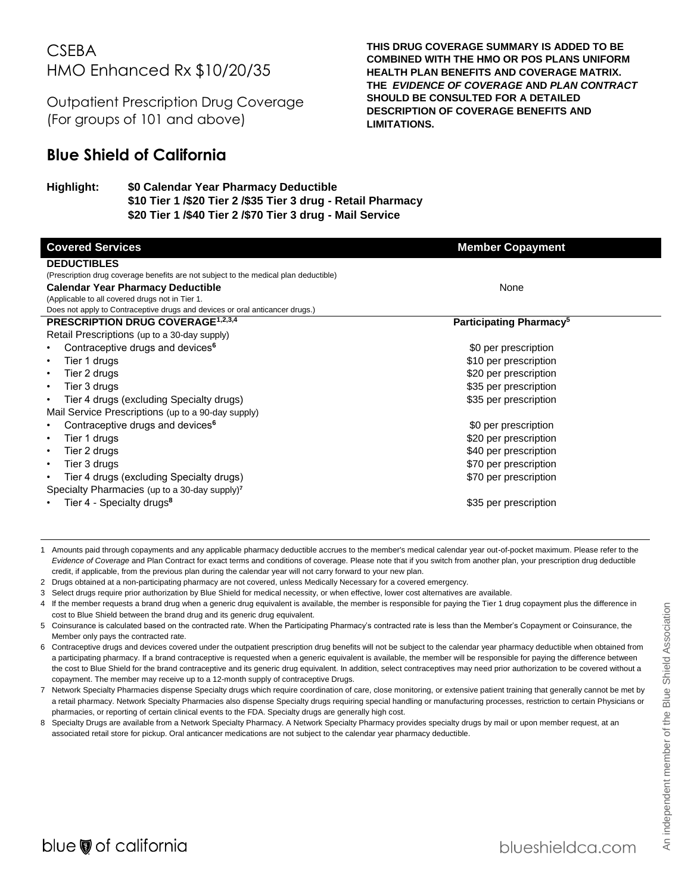# CSEBA HMO Enhanced Rx $10/20/35

Outpatient Prescription Drug Coverage
(For groups of 101 and above)

**THIS DRUG COVERAGE SUMMARY IS ADDED TO BE COMBINED WITH THE HMO OR POS PLANS UNIFORM HEALTH PLAN BENEFITS AND COVERAGE MATRIX. THE *EVIDENCE OF COVERAGE* AND *PLAN CONTRACT* SHOULD BE CONSULTED FOR A DETAILED DESCRIPTION OF COVERAGE BENEFITS AND LIMITATIONS.**

## Blue Shield of California

**Highlight:** **$0 Calendar Year Pharmacy Deductible**
**$10 Tier 1 /$20 Tier 2 /$35 Tier 3 drug - Retail Pharmacy**
**$20 Tier 1 /$40 Tier 2 /$70 Tier 3 drug - Mail Service**

| Covered Services | Member Copayment |
|---|---|
| **DEDUCTIBLES** | |
| (Prescription drug coverage benefits are not subject to the medical plan deductible) | |
| **Calendar Year Pharmacy Deductible** (Applicable to all covered drugs not in Tier 1. Does not apply to Contraceptive drugs and devices or oral anticancer drugs.) | None |
| **PRESCRIPTION DRUG COVERAGE**[1,2,3,4] | **Participating Pharmacy**[5] |
| Retail Prescriptions (up to a 30-day supply) | |
| • Contraceptive drugs and devices[6] | $0 per prescription |
| • Tier 1 drugs | $10 per prescription |
| • Tier 2 drugs | $20 per prescription |
| • Tier 3 drugs | $35 per prescription |
| • Tier 4 drugs (excluding Specialty drugs) | $35 per prescription |
| Mail Service Prescriptions (up to a 90-day supply) | |
| • Contraceptive drugs and devices[6] | $0 per prescription |
| • Tier 1 drugs | $20 per prescription |
| • Tier 2 drugs | $40 per prescription |
| • Tier 3 drugs | $70 per prescription |
| • Tier 4 drugs (excluding Specialty drugs) | $70 per prescription |
| Specialty Pharmacies (up to a 30-day supply)[7] | |
| • Tier 4 - Specialty drugs[8] | $35 per prescription |

1 Amounts paid through copayments and any applicable pharmacy deductible accrues to the member's medical calendar year out-of-pocket maximum. Please refer to the *Evidence of Coverage* and Plan Contract for exact terms and conditions of coverage. Please note that if you switch from another plan, your prescription drug deductible credit, if applicable, from the previous plan during the calendar year will not carry forward to your new plan.

2 Drugs obtained at a non-participating pharmacy are not covered, unless Medically Necessary for a covered emergency.

3 Select drugs require prior authorization by Blue Shield for medical necessity, or when effective, lower cost alternatives are available.

4 If the member requests a brand drug when a generic drug equivalent is available, the member is responsible for paying the Tier 1 drug copayment plus the difference in cost to Blue Shield between the brand drug and its generic drug equivalent.

5 Coinsurance is calculated based on the contracted rate. When the Participating Pharmacy's contracted rate is less than the Member's Copayment or Coinsurance, the Member only pays the contracted rate.

6 Contraceptive drugs and devices covered under the outpatient prescription drug benefits will not be subject to the calendar year pharmacy deductible when obtained from a participating pharmacy. If a brand contraceptive is requested when a generic equivalent is available, the member will be responsible for paying the difference between the cost to Blue Shield for the brand contraceptive and its generic drug equivalent. In addition, select contraceptives may need prior authorization to be covered without a copayment. The member may receive up to a 12-month supply of contraceptive Drugs.

7 Network Specialty Pharmacies dispense Specialty drugs which require coordination of care, close monitoring, or extensive patient training that generally cannot be met by a retail pharmacy. Network Specialty Pharmacies also dispense Specialty drugs requiring special handling or manufacturing processes, restriction to certain Physicians or pharmacies, or reporting of certain clinical events to the FDA. Specialty drugs are generally high cost.

8 Specialty Drugs are available from a Network Specialty Pharmacy. A Network Specialty Pharmacy provides specialty drugs by mail or upon member request, at an associated retail store for pickup. Oral anticancer medications are not subject to the calendar year pharmacy deductible.

An independent member of the Blue Shield Association

blue of california

blueshieldca.com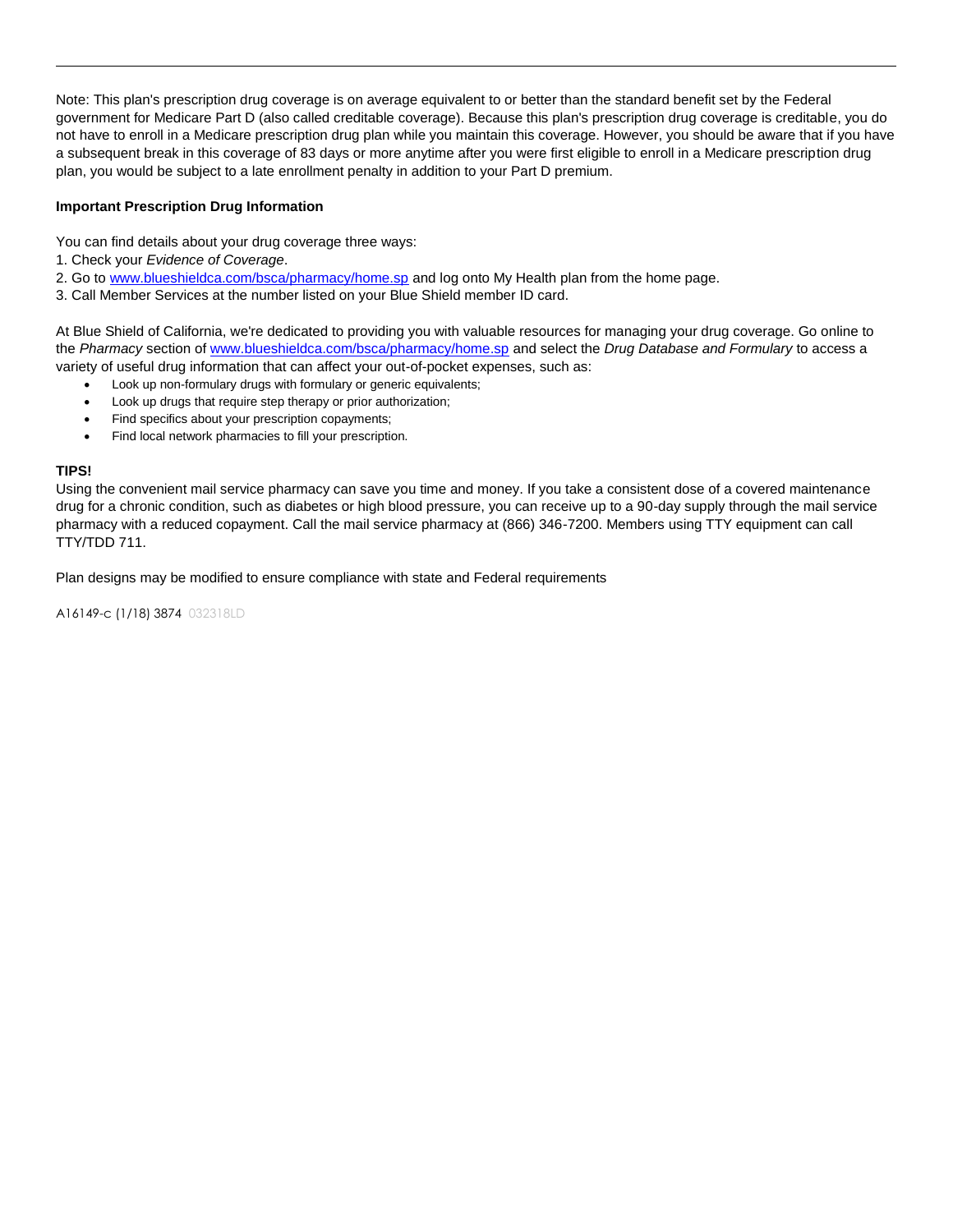Note: This plan's prescription drug coverage is on average equivalent to or better than the standard benefit set by the Federal government for Medicare Part D (also called creditable coverage). Because this plan's prescription drug coverage is creditable, you do not have to enroll in a Medicare prescription drug plan while you maintain this coverage. However, you should be aware that if you have a subsequent break in this coverage of 83 days or more anytime after you were first eligible to enroll in a Medicare prescription drug plan, you would be subject to a late enrollment penalty in addition to your Part D premium.

**Important Prescription Drug Information**

You can find details about your drug coverage three ways:

1. Check your *Evidence of Coverage*.
2. Go to www.blueshieldca.com/bsca/pharmacy/home.sp and log onto My Health plan from the home page.
3. Call Member Services at the number listed on your Blue Shield member ID card.

At Blue Shield of California, we're dedicated to providing you with valuable resources for managing your drug coverage. Go online to the *Pharmacy* section of www.blueshieldca.com/bsca/pharmacy/home.sp and select the *Drug Database and Formulary* to access a variety of useful drug information that can affect your out-of-pocket expenses, such as:

- Look up non-formulary drugs with formulary or generic equivalents;
- Look up drugs that require step therapy or prior authorization;
- Find specifics about your prescription copayments;
- Find local network pharmacies to fill your prescription.

**TIPS!**

Using the convenient mail service pharmacy can save you time and money. If you take a consistent dose of a covered maintenance drug for a chronic condition, such as diabetes or high blood pressure, you can receive up to a 90-day supply through the mail service pharmacy with a reduced copayment. Call the mail service pharmacy at (866) 346-7200. Members using TTY equipment can call TTY/TDD 711.

Plan designs may be modified to ensure compliance with state and Federal requirements

A16149-c (1/18) 3874 032318LD